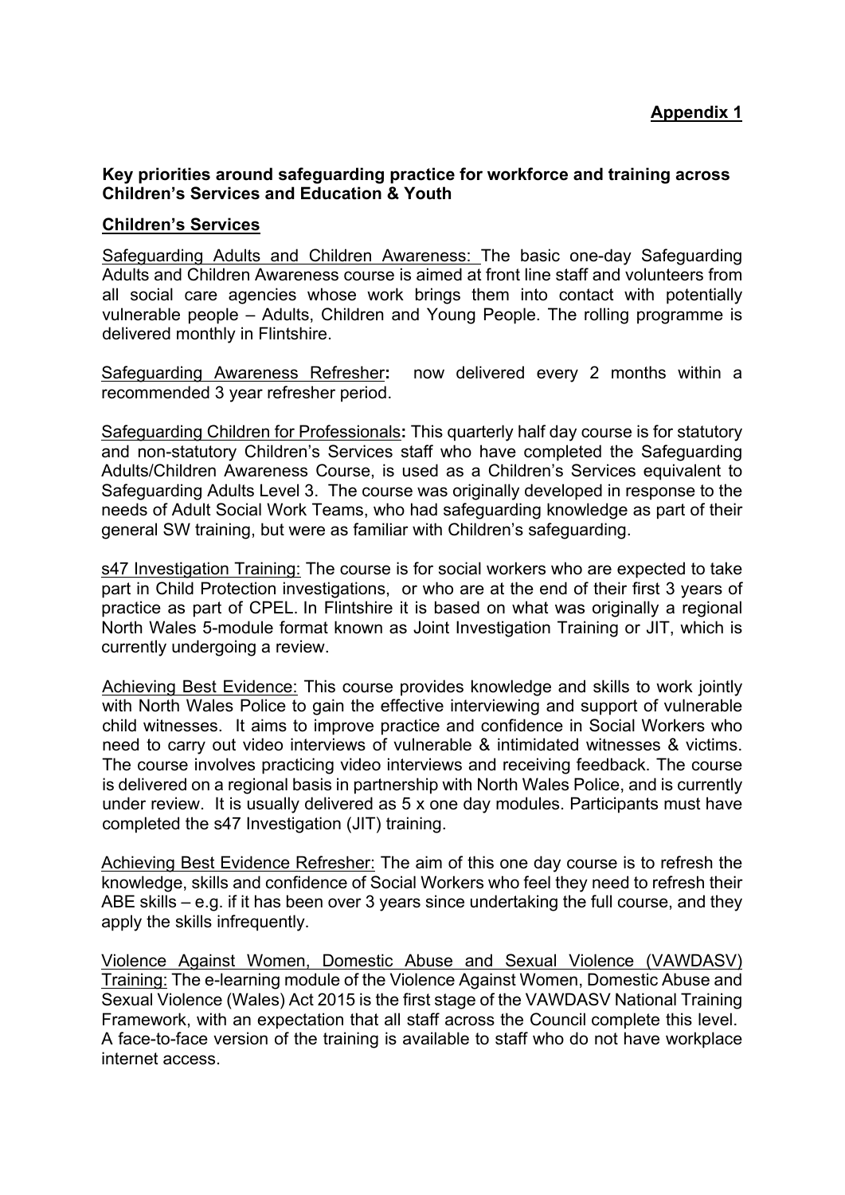**Appendix 1**

**Key priorities around safeguarding practice for workforce and training across Children's Services and Education & Youth**

**Children's Services**

Safeguarding Adults and Children Awareness: The basic one-day Safeguarding Adults and Children Awareness course is aimed at front line staff and volunteers from all social care agencies whose work brings them into contact with potentially vulnerable people – Adults, Children and Young People. The rolling programme is delivered monthly in Flintshire.

Safeguarding Awareness Refresher**:** now delivered every 2 months within a recommended 3 year refresher period.

Safeguarding Children for Professionals**:** This quarterly half day course is for statutory and non-statutory Children's Services staff who have completed the Safeguarding Adults/Children Awareness Course, is used as a Children's Services equivalent to Safeguarding Adults Level 3. The course was originally developed in response to the needs of Adult Social Work Teams, who had safeguarding knowledge as part of their general SW training, but were as familiar with Children's safeguarding.

s47 Investigation Training: The course is for social workers who are expected to take part in Child Protection investigations, or who are at the end of their first 3 years of practice as part of CPEL. In Flintshire it is based on what was originally a regional North Wales 5-module format known as Joint Investigation Training or JIT, which is currently undergoing a review.

Achieving Best Evidence: This course provides knowledge and skills to work jointly with North Wales Police to gain the effective interviewing and support of vulnerable child witnesses. It aims to improve practice and confidence in Social Workers who need to carry out video interviews of vulnerable & intimidated witnesses & victims. The course involves practicing video interviews and receiving feedback. The course is delivered on a regional basis in partnership with North Wales Police, and is currently under review. It is usually delivered as 5 x one day modules. Participants must have completed the s47 Investigation (JIT) training.

Achieving Best Evidence Refresher: The aim of this one day course is to refresh the knowledge, skills and confidence of Social Workers who feel they need to refresh their ABE skills – e.g. if it has been over 3 years since undertaking the full course, and they apply the skills infrequently.

Violence Against Women, Domestic Abuse and Sexual Violence (VAWDASV) Training: The e-learning module of the Violence Against Women, Domestic Abuse and Sexual Violence (Wales) Act 2015 is the first stage of the VAWDASV National Training Framework, with an expectation that all staff across the Council complete this level. A face-to-face version of the training is available to staff who do not have workplace internet access.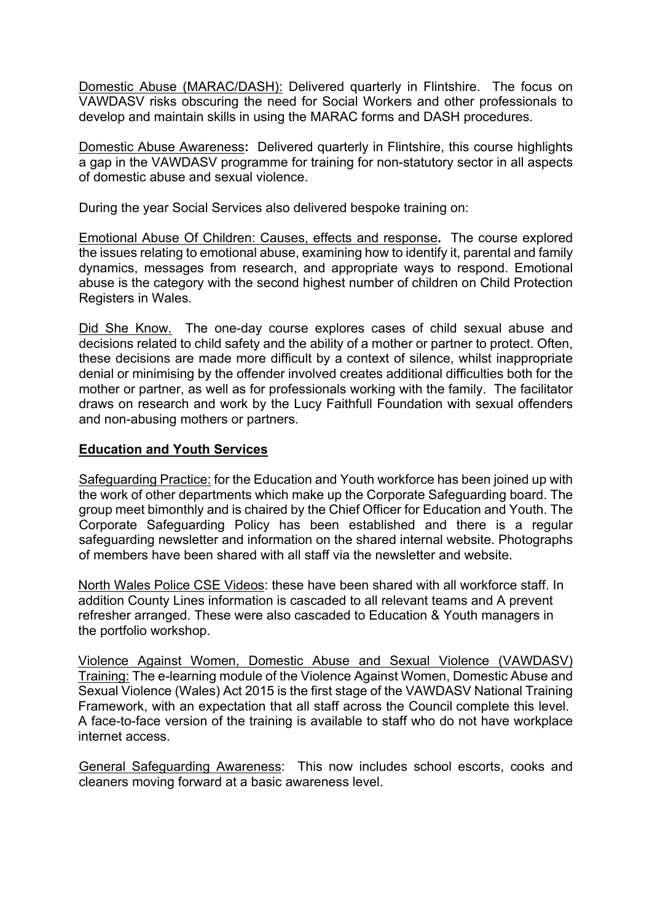Domestic Abuse (MARAC/DASH): Delivered quarterly in Flintshire. The focus on VAWDASV risks obscuring the need for Social Workers and other professionals to develop and maintain skills in using the MARAC forms and DASH procedures.

Domestic Abuse Awareness**:** Delivered quarterly in Flintshire, this course highlights a gap in the VAWDASV programme for training for non-statutory sector in all aspects of domestic abuse and sexual violence.

During the year Social Services also delivered bespoke training on:

Emotional Abuse Of Children: Causes, effects and response**.** The course explored the issues relating to emotional abuse, examining how to identify it, parental and family dynamics, messages from research, and appropriate ways to respond. Emotional abuse is the category with the second highest number of children on Child Protection Registers in Wales.

Did She Know. The one-day course explores cases of child sexual abuse and decisions related to child safety and the ability of a mother or partner to protect. Often, these decisions are made more difficult by a context of silence, whilst inappropriate denial or minimising by the offender involved creates additional difficulties both for the mother or partner, as well as for professionals working with the family. The facilitator draws on research and work by the Lucy Faithfull Foundation with sexual offenders and non-abusing mothers or partners.

**Education and Youth Services**

Safeguarding Practice: for the Education and Youth workforce has been joined up with the work of other departments which make up the Corporate Safeguarding board. The group meet bimonthly and is chaired by the Chief Officer for Education and Youth. The Corporate Safeguarding Policy has been established and there is a regular safeguarding newsletter and information on the shared internal website. Photographs of members have been shared with all staff via the newsletter and website.

North Wales Police CSE Videos: these have been shared with all workforce staff. In addition County Lines information is cascaded to all relevant teams and A prevent refresher arranged. These were also cascaded to Education & Youth managers in the portfolio workshop.

Violence Against Women, Domestic Abuse and Sexual Violence (VAWDASV) Training: The e-learning module of the Violence Against Women, Domestic Abuse and Sexual Violence (Wales) Act 2015 is the first stage of the VAWDASV National Training Framework, with an expectation that all staff across the Council complete this level. A face-to-face version of the training is available to staff who do not have workplace internet access.

General Safeguarding Awareness: This now includes school escorts, cooks and cleaners moving forward at a basic awareness level.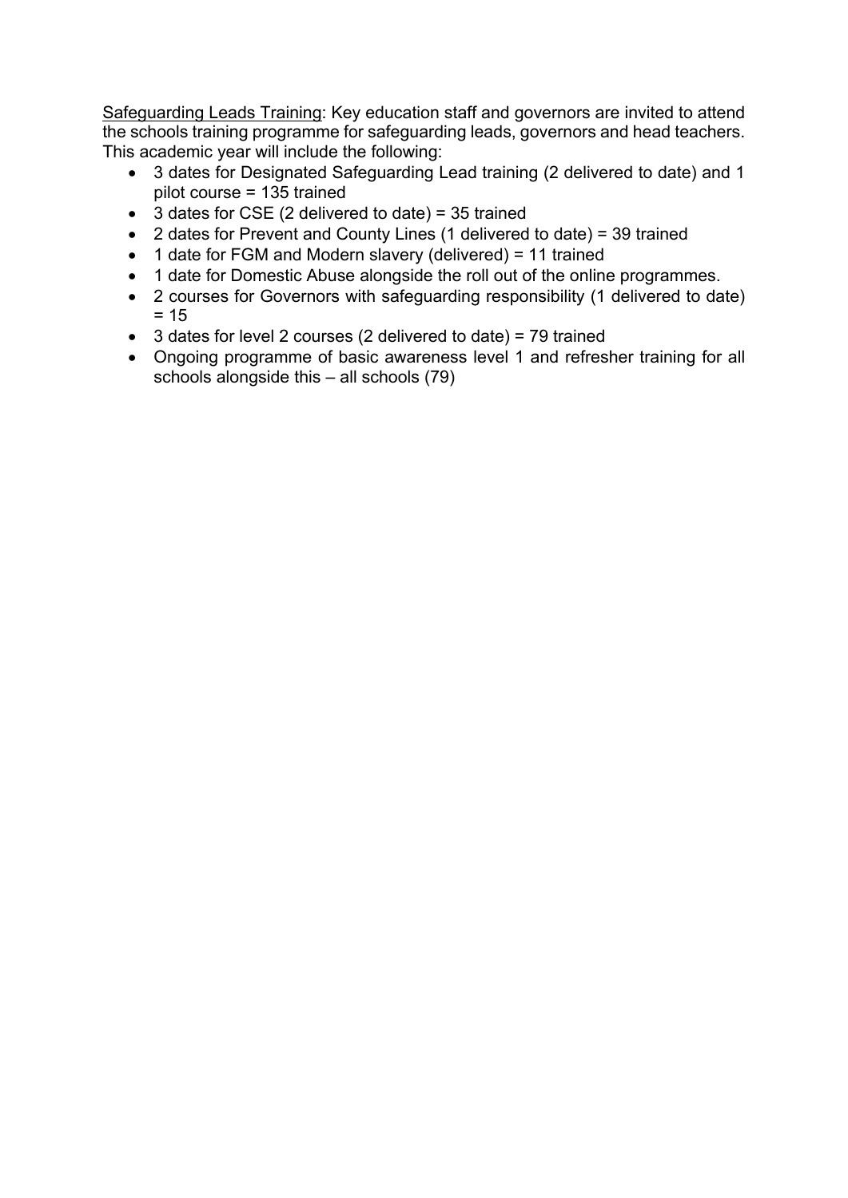<u>Safeguarding Leads Training</u>: Key education staff and governors are invited to attend the schools training programme for safeguarding leads, governors and head teachers. This academic year will include the following:

- 3 dates for Designated Safeguarding Lead training (2 delivered to date) and 1 pilot course = 135 trained
- 3 dates for CSE (2 delivered to date) = 35 trained
- 2 dates for Prevent and County Lines (1 delivered to date) = 39 trained
- 1 date for FGM and Modern slavery (delivered) = 11 trained
- 1 date for Domestic Abuse alongside the roll out of the online programmes.
- 2 courses for Governors with safeguarding responsibility (1 delivered to date) = 15
- 3 dates for level 2 courses (2 delivered to date) = 79 trained
- Ongoing programme of basic awareness level 1 and refresher training for all schools alongside this – all schools (79)